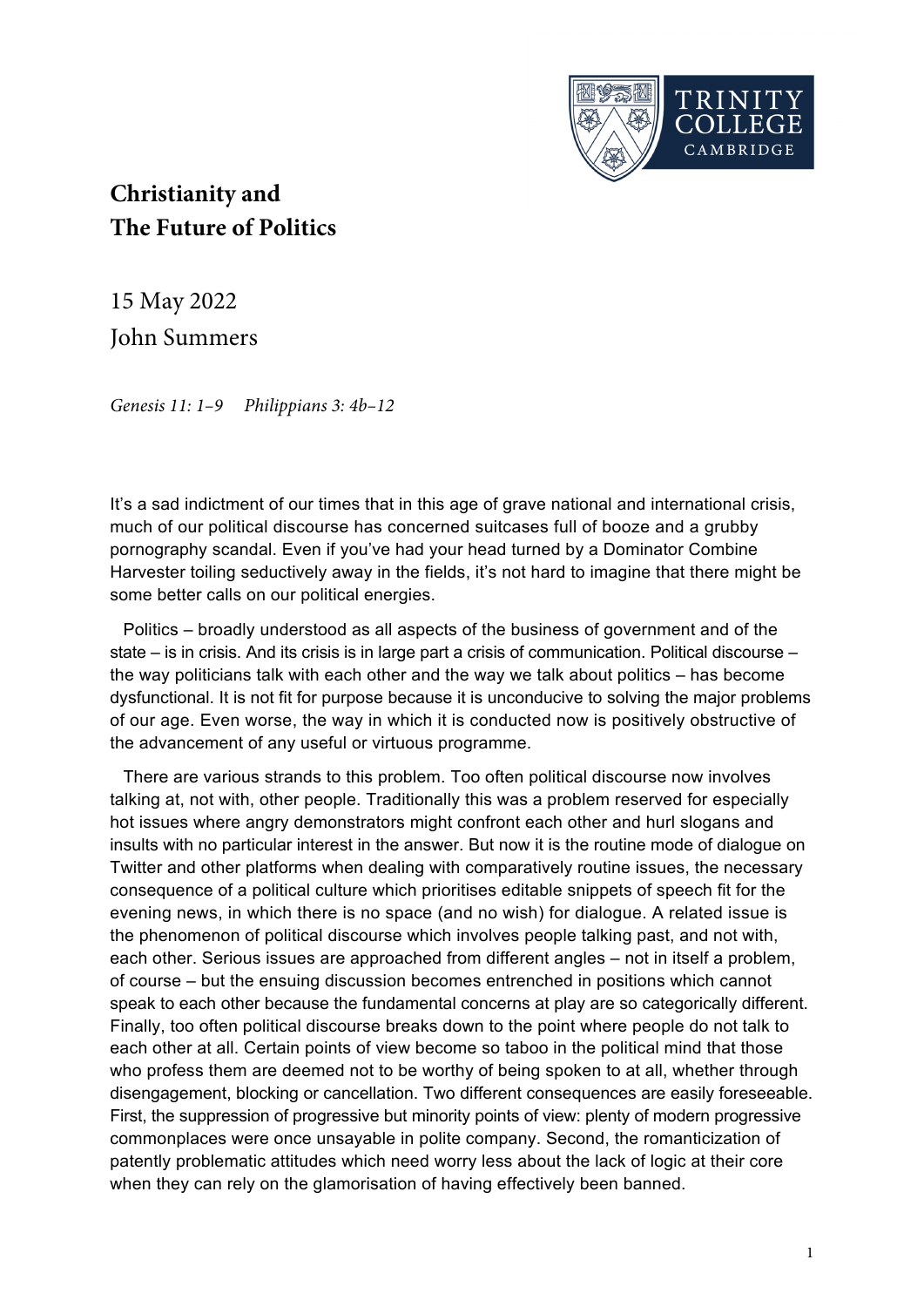# Christianity and The Future of Politics

15 May 2022

John Summers

*Genesis 11: 1–9   Philippians 3: 4b–12*

It's a sad indictment of our times that in this age of grave national and international crisis, much of our political discourse has concerned suitcases full of booze and a grubby pornography scandal. Even if you've had your head turned by a Dominator Combine Harvester toiling seductively away in the fields, it's not hard to imagine that there might be some better calls on our political energies.

Politics – broadly understood as all aspects of the business of government and of the state – is in crisis. And its crisis is in large part a crisis of communication. Political discourse – the way politicians talk with each other and the way we talk about politics – has become dysfunctional. It is not fit for purpose because it is unconducive to solving the major problems of our age. Even worse, the way in which it is conducted now is positively obstructive of the advancement of any useful or virtuous programme.

There are various strands to this problem. Too often political discourse now involves talking at, not with, other people. Traditionally this was a problem reserved for especially hot issues where angry demonstrators might confront each other and hurl slogans and insults with no particular interest in the answer. But now it is the routine mode of dialogue on Twitter and other platforms when dealing with comparatively routine issues, the necessary consequence of a political culture which prioritises editable snippets of speech fit for the evening news, in which there is no space (and no wish) for dialogue. A related issue is the phenomenon of political discourse which involves people talking past, and not with, each other. Serious issues are approached from different angles – not in itself a problem, of course – but the ensuing discussion becomes entrenched in positions which cannot speak to each other because the fundamental concerns at play are so categorically different. Finally, too often political discourse breaks down to the point where people do not talk to each other at all. Certain points of view become so taboo in the political mind that those who profess them are deemed not to be worthy of being spoken to at all, whether through disengagement, blocking or cancellation. Two different consequences are easily foreseeable. First, the suppression of progressive but minority points of view: plenty of modern progressive commonplaces were once unsayable in polite company. Second, the romanticization of patently problematic attitudes which need worry less about the lack of logic at their core when they can rely on the glamorisation of having effectively been banned.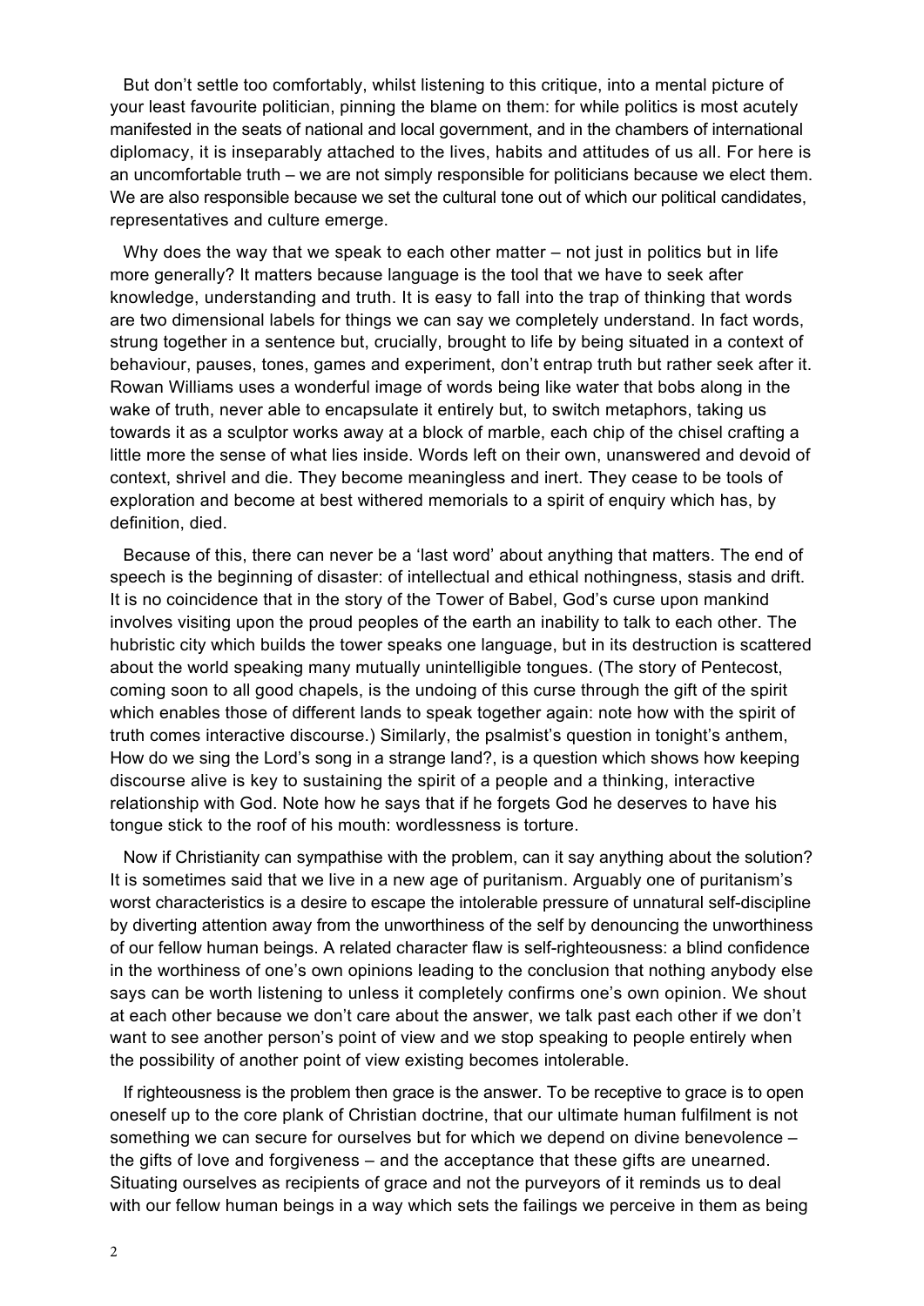But don't settle too comfortably, whilst listening to this critique, into a mental picture of your least favourite politician, pinning the blame on them: for while politics is most acutely manifested in the seats of national and local government, and in the chambers of international diplomacy, it is inseparably attached to the lives, habits and attitudes of us all. For here is an uncomfortable truth – we are not simply responsible for politicians because we elect them. We are also responsible because we set the cultural tone out of which our political candidates, representatives and culture emerge.

Why does the way that we speak to each other matter – not just in politics but in life more generally? It matters because language is the tool that we have to seek after knowledge, understanding and truth. It is easy to fall into the trap of thinking that words are two dimensional labels for things we can say we completely understand. In fact words, strung together in a sentence but, crucially, brought to life by being situated in a context of behaviour, pauses, tones, games and experiment, don't entrap truth but rather seek after it. Rowan Williams uses a wonderful image of words being like water that bobs along in the wake of truth, never able to encapsulate it entirely but, to switch metaphors, taking us towards it as a sculptor works away at a block of marble, each chip of the chisel crafting a little more the sense of what lies inside. Words left on their own, unanswered and devoid of context, shrivel and die. They become meaningless and inert. They cease to be tools of exploration and become at best withered memorials to a spirit of enquiry which has, by definition, died.

Because of this, there can never be a 'last word' about anything that matters. The end of speech is the beginning of disaster: of intellectual and ethical nothingness, stasis and drift. It is no coincidence that in the story of the Tower of Babel, God's curse upon mankind involves visiting upon the proud peoples of the earth an inability to talk to each other. The hubristic city which builds the tower speaks one language, but in its destruction is scattered about the world speaking many mutually unintelligible tongues. (The story of Pentecost, coming soon to all good chapels, is the undoing of this curse through the gift of the spirit which enables those of different lands to speak together again: note how with the spirit of truth comes interactive discourse.) Similarly, the psalmist's question in tonight's anthem, How do we sing the Lord's song in a strange land?, is a question which shows how keeping discourse alive is key to sustaining the spirit of a people and a thinking, interactive relationship with God. Note how he says that if he forgets God he deserves to have his tongue stick to the roof of his mouth: wordlessness is torture.

Now if Christianity can sympathise with the problem, can it say anything about the solution? It is sometimes said that we live in a new age of puritanism. Arguably one of puritanism's worst characteristics is a desire to escape the intolerable pressure of unnatural self-discipline by diverting attention away from the unworthiness of the self by denouncing the unworthiness of our fellow human beings. A related character flaw is self-righteousness: a blind confidence in the worthiness of one's own opinions leading to the conclusion that nothing anybody else says can be worth listening to unless it completely confirms one's own opinion. We shout at each other because we don't care about the answer, we talk past each other if we don't want to see another person's point of view and we stop speaking to people entirely when the possibility of another point of view existing becomes intolerable.

If righteousness is the problem then grace is the answer. To be receptive to grace is to open oneself up to the core plank of Christian doctrine, that our ultimate human fulfilment is not something we can secure for ourselves but for which we depend on divine benevolence – the gifts of love and forgiveness – and the acceptance that these gifts are unearned. Situating ourselves as recipients of grace and not the purveyors of it reminds us to deal with our fellow human beings in a way which sets the failings we perceive in them as being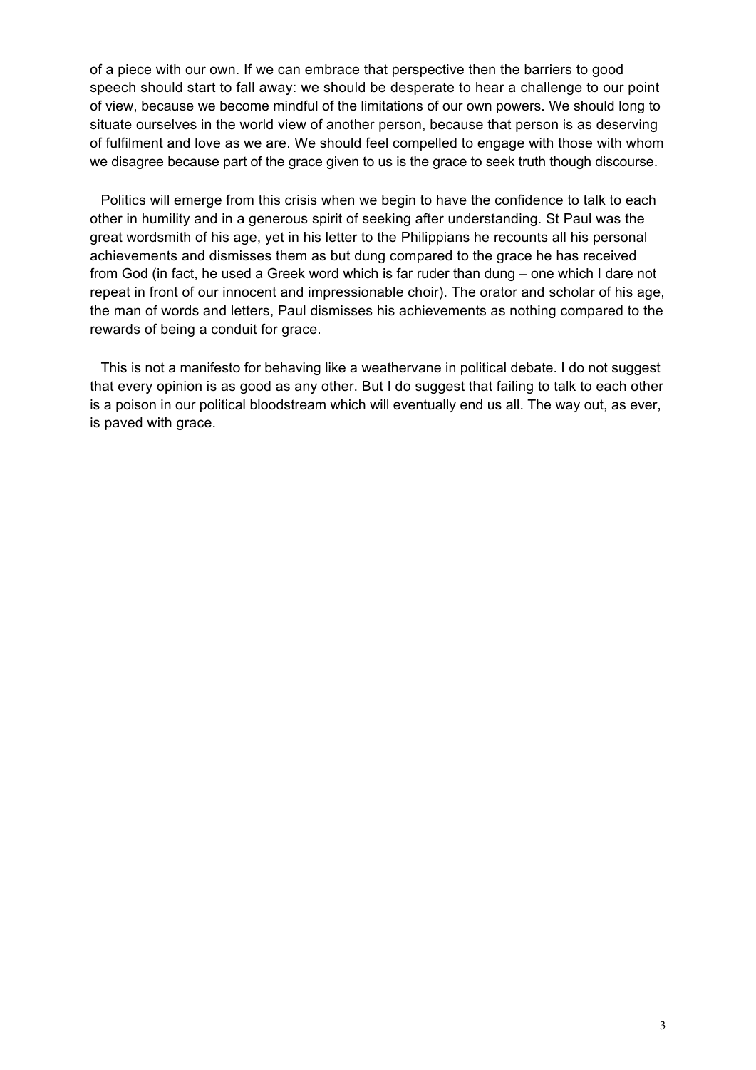of a piece with our own. If we can embrace that perspective then the barriers to good speech should start to fall away: we should be desperate to hear a challenge to our point of view, because we become mindful of the limitations of our own powers. We should long to situate ourselves in the world view of another person, because that person is as deserving of fulfilment and love as we are. We should feel compelled to engage with those with whom we disagree because part of the grace given to us is the grace to seek truth though discourse.

Politics will emerge from this crisis when we begin to have the confidence to talk to each other in humility and in a generous spirit of seeking after understanding. St Paul was the great wordsmith of his age, yet in his letter to the Philippians he recounts all his personal achievements and dismisses them as but dung compared to the grace he has received from God (in fact, he used a Greek word which is far ruder than dung – one which I dare not repeat in front of our innocent and impressionable choir). The orator and scholar of his age, the man of words and letters, Paul dismisses his achievements as nothing compared to the rewards of being a conduit for grace.

This is not a manifesto for behaving like a weathervane in political debate. I do not suggest that every opinion is as good as any other. But I do suggest that failing to talk to each other is a poison in our political bloodstream which will eventually end us all. The way out, as ever, is paved with grace.